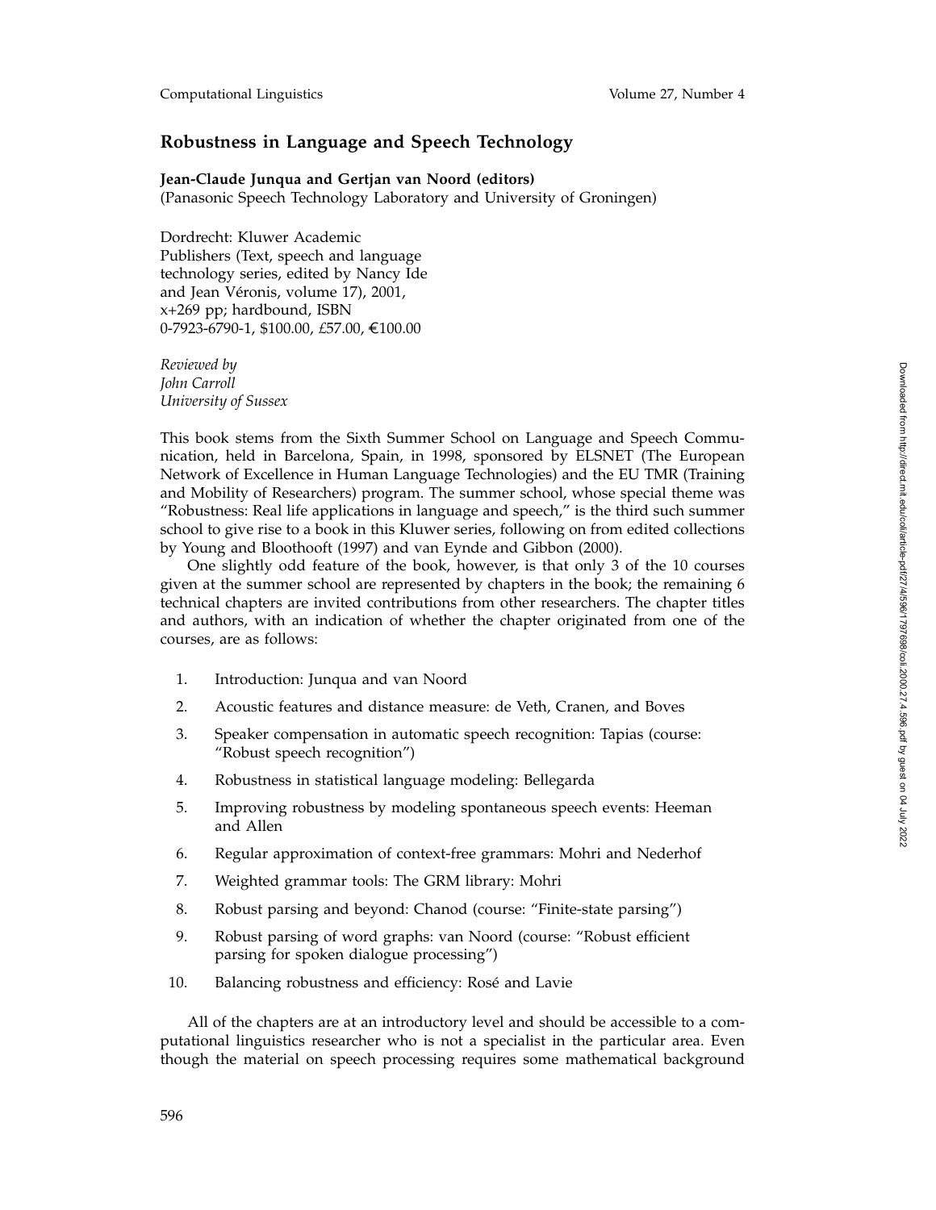## Robustness in Language and Speech Technology

**Jean-Claude Junqua and Gertjan van Noord (editors)**
(Panasonic Speech Technology Laboratory and University of Groningen)

Dordrecht: Kluwer Academic Publishers (Text, speech and language technology series, edited by Nancy Ide and Jean Véronis, volume 17), 2001, x+269 pp; hardbound, ISBN 0-7923-6790-1, $100.00, £57.00, €100.00

*Reviewed by*
*John Carroll*
*University of Sussex*

This book stems from the Sixth Summer School on Language and Speech Communication, held in Barcelona, Spain, in 1998, sponsored by ELSNET (The European Network of Excellence in Human Language Technologies) and the EU TMR (Training and Mobility of Researchers) program. The summer school, whose special theme was "Robustness: Real life applications in language and speech," is the third such summer school to give rise to a book in this Kluwer series, following on from edited collections by Young and Bloothooft (1997) and van Eynde and Gibbon (2000).

One slightly odd feature of the book, however, is that only 3 of the 10 courses given at the summer school are represented by chapters in the book; the remaining 6 technical chapters are invited contributions from other researchers. The chapter titles and authors, with an indication of whether the chapter originated from one of the courses, are as follows:

1. Introduction: Junqua and van Noord
2. Acoustic features and distance measure: de Veth, Cranen, and Boves
3. Speaker compensation in automatic speech recognition: Tapias (course: "Robust speech recognition")
4. Robustness in statistical language modeling: Bellegarda
5. Improving robustness by modeling spontaneous speech events: Heeman and Allen
6. Regular approximation of context-free grammars: Mohri and Nederhof
7. Weighted grammar tools: The GRM library: Mohri
8. Robust parsing and beyond: Chanod (course: "Finite-state parsing")
9. Robust parsing of word graphs: van Noord (course: "Robust efficient parsing for spoken dialogue processing")
10. Balancing robustness and efficiency: Rosé and Lavie

All of the chapters are at an introductory level and should be accessible to a computational linguistics researcher who is not a specialist in the particular area. Even though the material on speech processing requires some mathematical background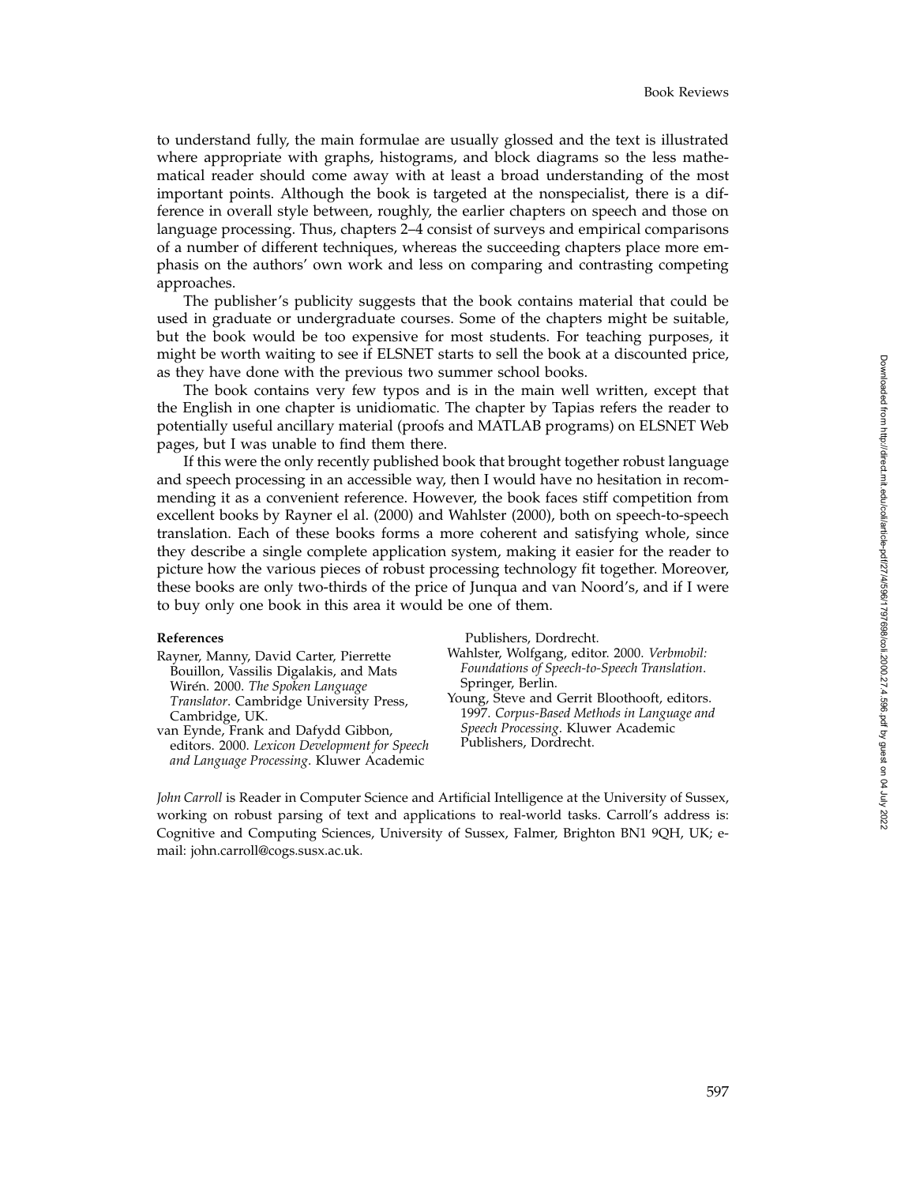to understand fully, the main formulae are usually glossed and the text is illustrated where appropriate with graphs, histograms, and block diagrams so the less mathematical reader should come away with at least a broad understanding of the most important points. Although the book is targeted at the nonspecialist, there is a difference in overall style between, roughly, the earlier chapters on speech and those on language processing. Thus, chapters 2–4 consist of surveys and empirical comparisons of a number of different techniques, whereas the succeeding chapters place more emphasis on the authors' own work and less on comparing and contrasting competing approaches.

The publisher's publicity suggests that the book contains material that could be used in graduate or undergraduate courses. Some of the chapters might be suitable, but the book would be too expensive for most students. For teaching purposes, it might be worth waiting to see if ELSNET starts to sell the book at a discounted price, as they have done with the previous two summer school books.

The book contains very few typos and is in the main well written, except that the English in one chapter is unidiomatic. The chapter by Tapias refers the reader to potentially useful ancillary material (proofs and MATLAB programs) on ELSNET Web pages, but I was unable to find them there.

If this were the only recently published book that brought together robust language and speech processing in an accessible way, then I would have no hesitation in recommending it as a convenient reference. However, the book faces stiff competition from excellent books by Rayner el al. (2000) and Wahlster (2000), both on speech-to-speech translation. Each of these books forms a more coherent and satisfying whole, since they describe a single complete application system, making it easier for the reader to picture how the various pieces of robust processing technology fit together. Moreover, these books are only two-thirds of the price of Junqua and van Noord's, and if I were to buy only one book in this area it would be one of them.

**References**

Rayner, Manny, David Carter, Pierrette Bouillon, Vassilis Digalakis, and Mats Wirén. 2000. *The Spoken Language Translator*. Cambridge University Press, Cambridge, UK.

van Eynde, Frank and Dafydd Gibbon, editors. 2000. *Lexicon Development for Speech and Language Processing*. Kluwer Academic Publishers, Dordrecht.

Wahlster, Wolfgang, editor. 2000. *Verbmobil: Foundations of Speech-to-Speech Translation*. Springer, Berlin.

Young, Steve and Gerrit Bloothooft, editors. 1997. *Corpus-Based Methods in Language and Speech Processing*. Kluwer Academic Publishers, Dordrecht.

*John Carroll* is Reader in Computer Science and Artificial Intelligence at the University of Sussex, working on robust parsing of text and applications to real-world tasks. Carroll's address is: Cognitive and Computing Sciences, University of Sussex, Falmer, Brighton BN1 9QH, UK; e-mail: john.carroll@cogs.susx.ac.uk.